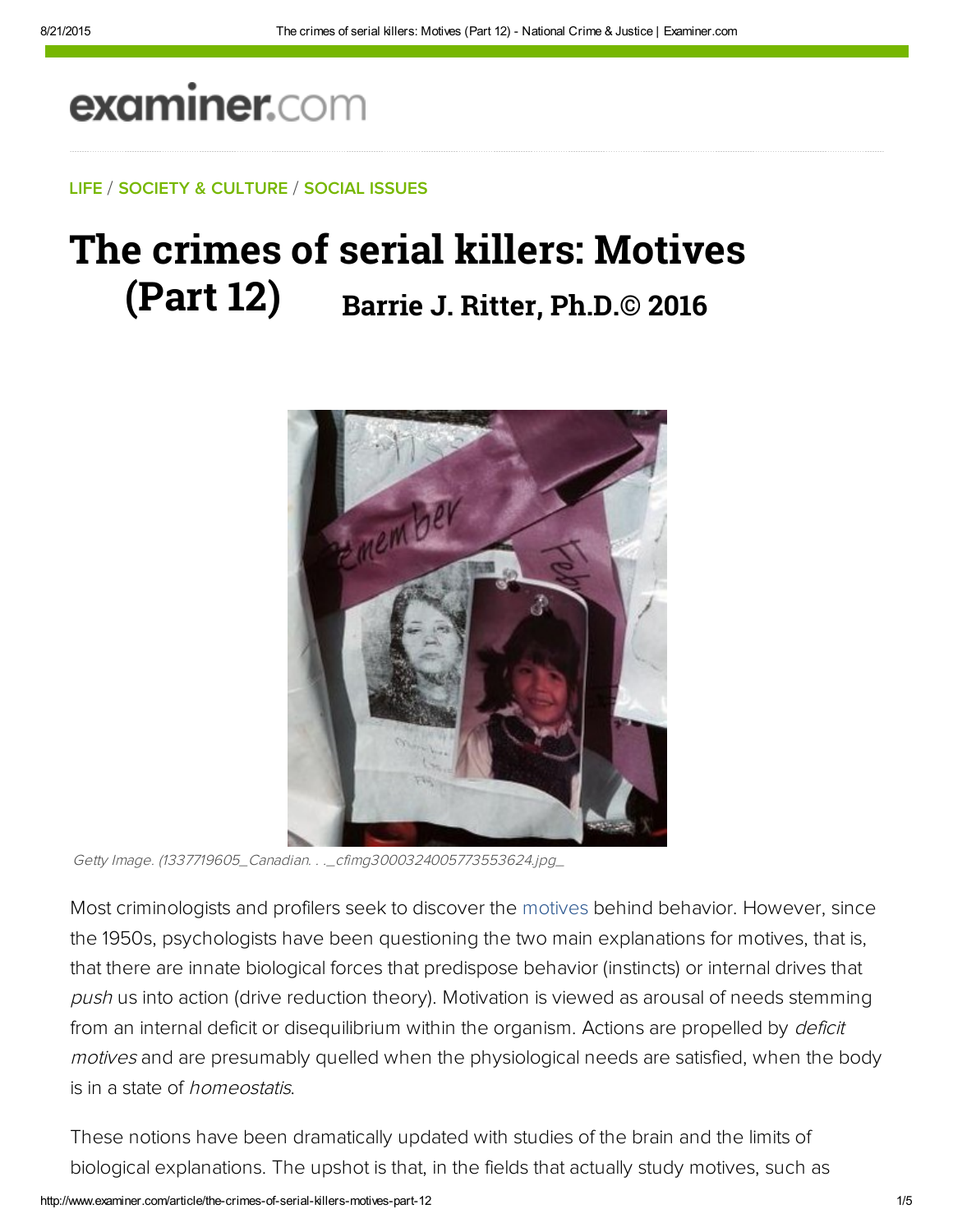examiner.com

LIFE / SOCIETY & CULTURE / SOCIAL ISSUES

# The crimes of serial killers: Motives (Part 12)

**Barrie J. Ritter, Ph.D.© 2016**

*Getty Image. (1337719605_Canadian. . ._cfimg3000324005773553624.jpg_*

Most criminologists and profilers seek to discover the motives behind behavior. However, since the 1950s, psychologists have been questioning the two main explanations for motives, that is, that there are innate biological forces that predispose behavior (instincts) or internal drives that *push* us into action (drive reduction theory). Motivation is viewed as arousal of needs stemming from an internal deficit or disequilibrium within the organism. Actions are propelled by *deficit motives* and are presumably quelled when the physiological needs are satisfied, when the body is in a state of *homeostatis*.

These notions have been dramatically updated with studies of the brain and the limits of biological explanations. The upshot is that, in the fields that actually study motives, such as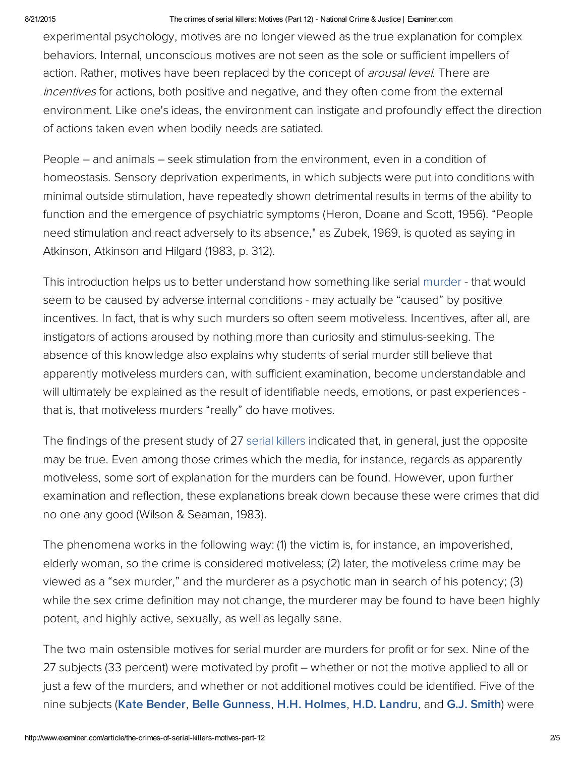experimental psychology, motives are no longer viewed as the true explanation for complex behaviors. Internal, unconscious motives are not seen as the sole or sufficient impellers of action. Rather, motives have been replaced by the concept of *arousal level*. There are *incentives* for actions, both positive and negative, and they often come from the external environment. Like one's ideas, the environment can instigate and profoundly effect the direction of actions taken even when bodily needs are satiated.

People – and animals – seek stimulation from the environment, even in a condition of homeostasis. Sensory deprivation experiments, in which subjects were put into conditions with minimal outside stimulation, have repeatedly shown detrimental results in terms of the ability to function and the emergence of psychiatric symptoms (Heron, Doane and Scott, 1956). "People need stimulation and react adversely to its absence," as Zubek, 1969, is quoted as saying in Atkinson, Atkinson and Hilgard (1983, p. 312).

This introduction helps us to better understand how something like serial murder - that would seem to be caused by adverse internal conditions - may actually be "caused" by positive incentives. In fact, that is why such murders so often seem motiveless. Incentives, after all, are instigators of actions aroused by nothing more than curiosity and stimulus-seeking. The absence of this knowledge also explains why students of serial murder still believe that apparently motiveless murders can, with sufficient examination, become understandable and will ultimately be explained as the result of identifiable needs, emotions, or past experiences - that is, that motiveless murders "really" do have motives.

The findings of the present study of 27 serial killers indicated that, in general, just the opposite may be true. Even among those crimes which the media, for instance, regards as apparently motiveless, some sort of explanation for the murders can be found. However, upon further examination and reflection, these explanations break down because these were crimes that did no one any good (Wilson & Seaman, 1983).

The phenomena works in the following way: (1) the victim is, for instance, an impoverished, elderly woman, so the crime is considered motiveless; (2) later, the motiveless crime may be viewed as a "sex murder," and the murderer as a psychotic man in search of his potency; (3) while the sex crime definition may not change, the murderer may be found to have been highly potent, and highly active, sexually, as well as legally sane.

The two main ostensible motives for serial murder are murders for profit or for sex. Nine of the 27 subjects (33 percent) were motivated by profit – whether or not the motive applied to all or just a few of the murders, and whether or not additional motives could be identified. Five of the nine subjects (**Kate Bender**, **Belle Gunness**, **H.H. Holmes**, **H.D. Landru**, and **G.J. Smith**) were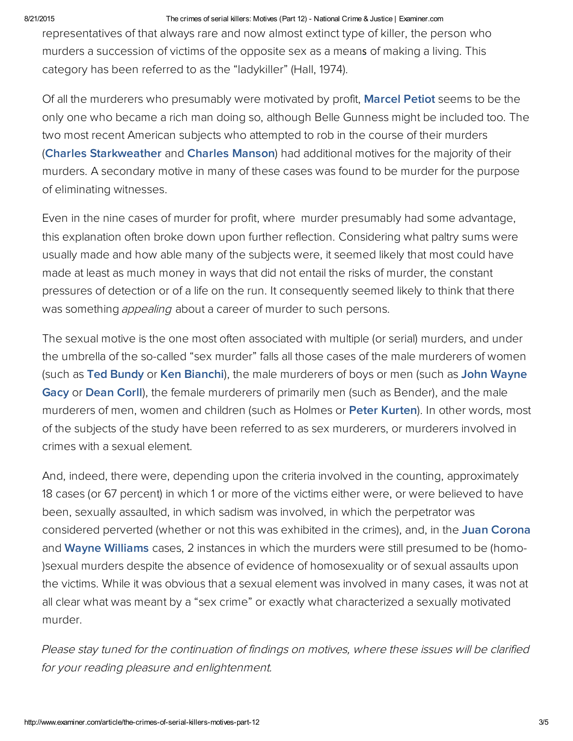representatives of that always rare and now almost extinct type of killer, the person who murders a succession of victims of the opposite sex as a means of making a living. This category has been referred to as the "ladykiller" (Hall, 1974).

Of all the murderers who presumably were motivated by profit, **Marcel Petiot** seems to be the only one who became a rich man doing so, although Belle Gunness might be included too. The two most recent American subjects who attempted to rob in the course of their murders (**Charles Starkweather** and **Charles Manson**) had additional motives for the majority of their murders. A secondary motive in many of these cases was found to be murder for the purpose of eliminating witnesses.

Even in the nine cases of murder for profit, where murder presumably had some advantage, this explanation often broke down upon further reflection. Considering what paltry sums were usually made and how able many of the subjects were, it seemed likely that most could have made at least as much money in ways that did not entail the risks of murder, the constant pressures of detection or of a life on the run. It consequently seemed likely to think that there was something *appealing* about a career of murder to such persons.

The sexual motive is the one most often associated with multiple (or serial) murders, and under the umbrella of the so-called "sex murder" falls all those cases of the male murderers of women (such as **Ted Bundy** or **Ken Bianchi**), the male murderers of boys or men (such as **John Wayne Gacy** or **Dean Corll**), the female murderers of primarily men (such as Bender), and the male murderers of men, women and children (such as Holmes or **Peter Kurten**). In other words, most of the subjects of the study have been referred to as sex murderers, or murderers involved in crimes with a sexual element.

And, indeed, there were, depending upon the criteria involved in the counting, approximately 18 cases (or 67 percent) in which 1 or more of the victims either were, or were believed to have been, sexually assaulted, in which sadism was involved, in which the perpetrator was considered perverted (whether or not this was exhibited in the crimes), and, in the **Juan Corona** and **Wayne Williams** cases, 2 instances in which the murders were still presumed to be (homo-)sexual murders despite the absence of evidence of homosexuality or of sexual assaults upon the victims. While it was obvious that a sexual element was involved in many cases, it was not at all clear what was meant by a "sex crime" or exactly what characterized a sexually motivated murder.

*Please stay tuned for the continuation of findings on motives, where these issues will be clarified for your reading pleasure and enlightenment.*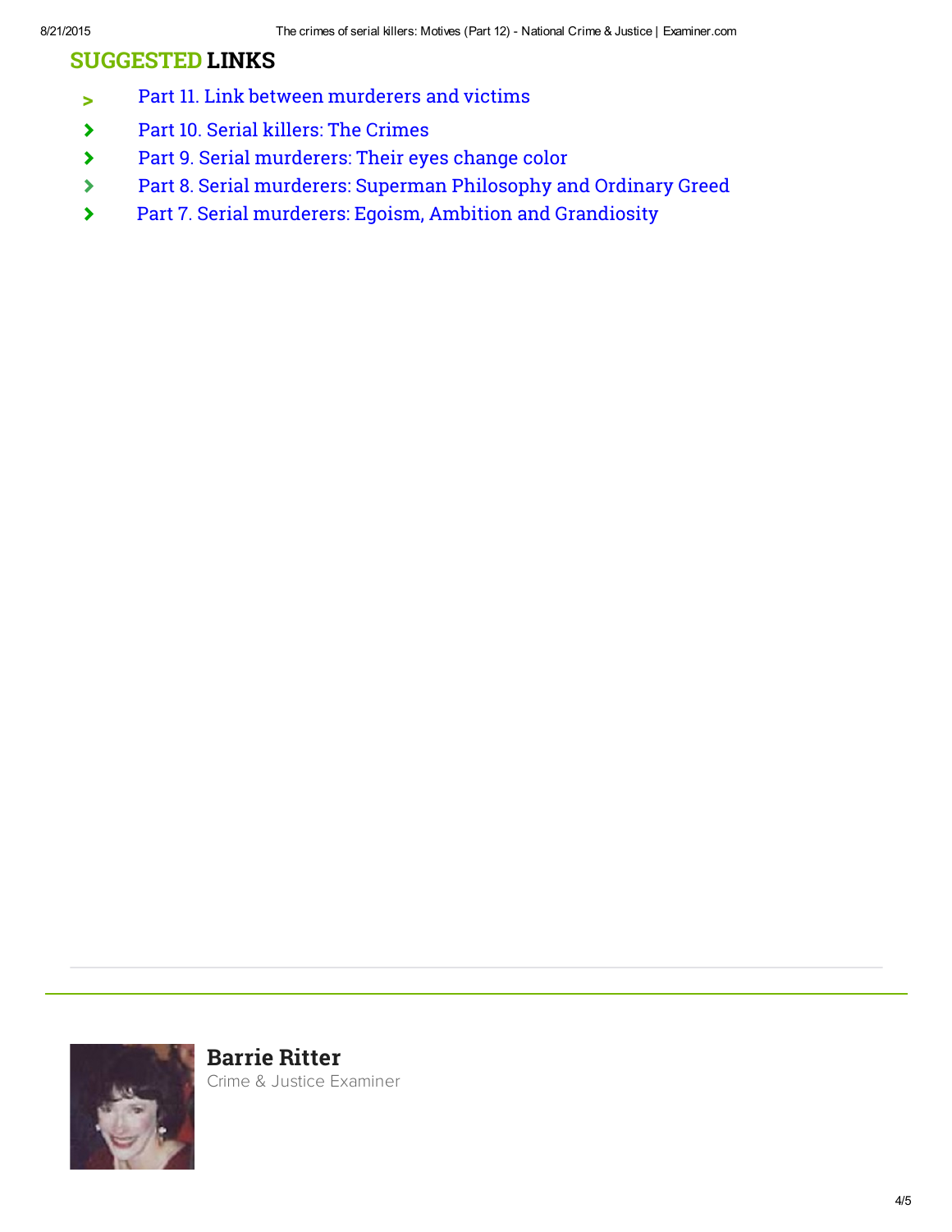## SUGGESTED LINKS

- Part 11. Link between murderers and victims
- Part 10. Serial killers: The Crimes
- Part 9. Serial murderers: Their eyes change color
- Part 8. Serial murderers: Superman Philosophy and Ordinary Greed
- Part 7. Serial murderers: Egoism, Ambition and Grandiosity

**Barrie Ritter**

Crime & Justice Examiner